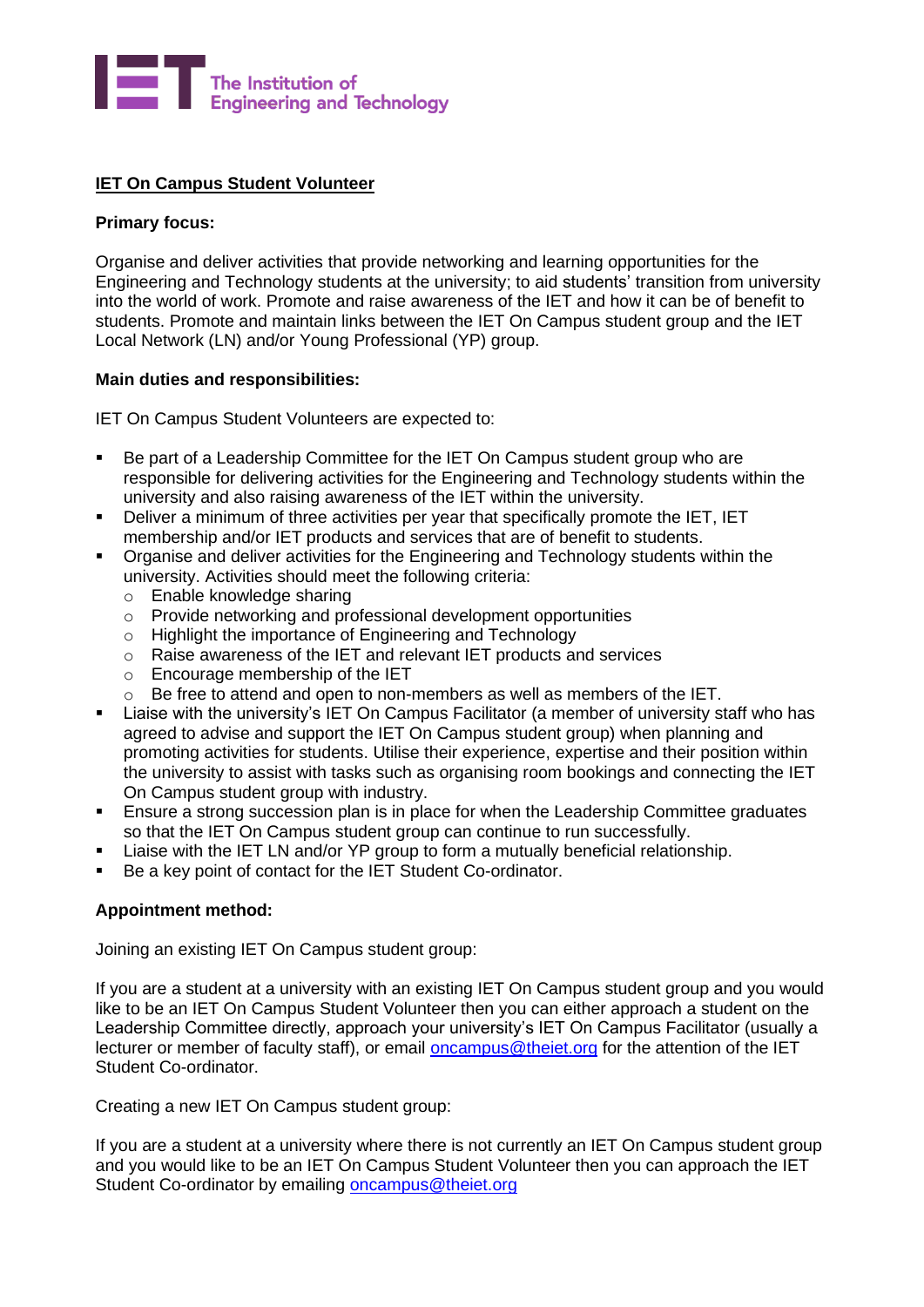The Institution of Engineering and Technology

## IET On Campus Student Volunteer

**Primary focus:**

Organise and deliver activities that provide networking and learning opportunities for the Engineering and Technology students at the university; to aid students' transition from university into the world of work. Promote and raise awareness of the IET and how it can be of benefit to students. Promote and maintain links between the IET On Campus student group and the IET Local Network (LN) and/or Young Professional (YP) group.

**Main duties and responsibilities:**

IET On Campus Student Volunteers are expected to:

- Be part of a Leadership Committee for the IET On Campus student group who are responsible for delivering activities for the Engineering and Technology students within the university and also raising awareness of the IET within the university.
- Deliver a minimum of three activities per year that specifically promote the IET, IET membership and/or IET products and services that are of benefit to students.
- Organise and deliver activities for the Engineering and Technology students within the university. Activities should meet the following criteria:
  - Enable knowledge sharing
  - Provide networking and professional development opportunities
  - Highlight the importance of Engineering and Technology
  - Raise awareness of the IET and relevant IET products and services
  - Encourage membership of the IET
  - Be free to attend and open to non-members as well as members of the IET.
- Liaise with the university's IET On Campus Facilitator (a member of university staff who has agreed to advise and support the IET On Campus student group) when planning and promoting activities for students. Utilise their experience, expertise and their position within the university to assist with tasks such as organising room bookings and connecting the IET On Campus student group with industry.
- Ensure a strong succession plan is in place for when the Leadership Committee graduates so that the IET On Campus student group can continue to run successfully.
- Liaise with the IET LN and/or YP group to form a mutually beneficial relationship.
- Be a key point of contact for the IET Student Co-ordinator.

**Appointment method:**

Joining an existing IET On Campus student group:

If you are a student at a university with an existing IET On Campus student group and you would like to be an IET On Campus Student Volunteer then you can either approach a student on the Leadership Committee directly, approach your university's IET On Campus Facilitator (usually a lecturer or member of faculty staff), or email oncampus@theiet.org for the attention of the IET Student Co-ordinator.

Creating a new IET On Campus student group:

If you are a student at a university where there is not currently an IET On Campus student group and you would like to be an IET On Campus Student Volunteer then you can approach the IET Student Co-ordinator by emailing oncampus@theiet.org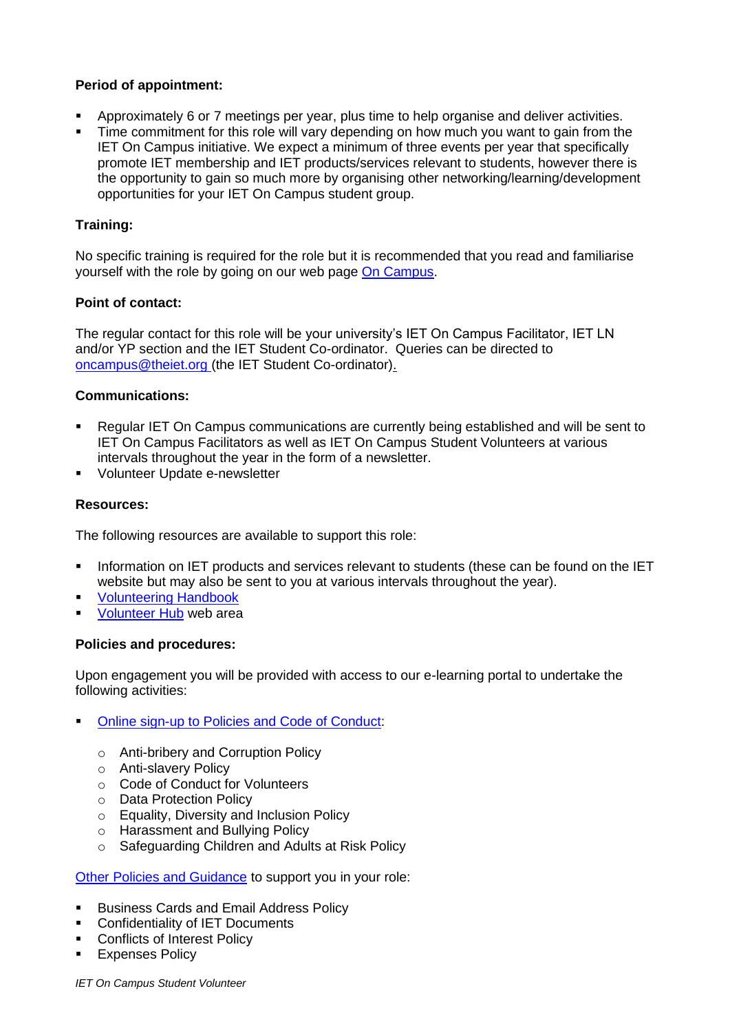**Period of appointment:**

- Approximately 6 or 7 meetings per year, plus time to help organise and deliver activities.
- Time commitment for this role will vary depending on how much you want to gain from the IET On Campus initiative. We expect a minimum of three events per year that specifically promote IET membership and IET products/services relevant to students, however there is the opportunity to gain so much more by organising other networking/learning/development opportunities for your IET On Campus student group.

**Training:**

No specific training is required for the role but it is recommended that you read and familiarise yourself with the role by going on our web page On Campus.

**Point of contact:**

The regular contact for this role will be your university's IET On Campus Facilitator, IET LN and/or YP section and the IET Student Co-ordinator. Queries can be directed to oncampus@theiet.org (the IET Student Co-ordinator).

**Communications:**

- Regular IET On Campus communications are currently being established and will be sent to IET On Campus Facilitators as well as IET On Campus Student Volunteers at various intervals throughout the year in the form of a newsletter.
- Volunteer Update e-newsletter

**Resources:**

The following resources are available to support this role:

- Information on IET products and services relevant to students (these can be found on the IET website but may also be sent to you at various intervals throughout the year).
- Volunteering Handbook
- Volunteer Hub web area

**Policies and procedures:**

Upon engagement you will be provided with access to our e-learning portal to undertake the following activities:

- Online sign-up to Policies and Code of Conduct:
  - Anti-bribery and Corruption Policy
  - Anti-slavery Policy
  - Code of Conduct for Volunteers
  - Data Protection Policy
  - Equality, Diversity and Inclusion Policy
  - Harassment and Bullying Policy
  - Safeguarding Children and Adults at Risk Policy

Other Policies and Guidance to support you in your role:

- Business Cards and Email Address Policy
- Confidentiality of IET Documents
- Conflicts of Interest Policy
- Expenses Policy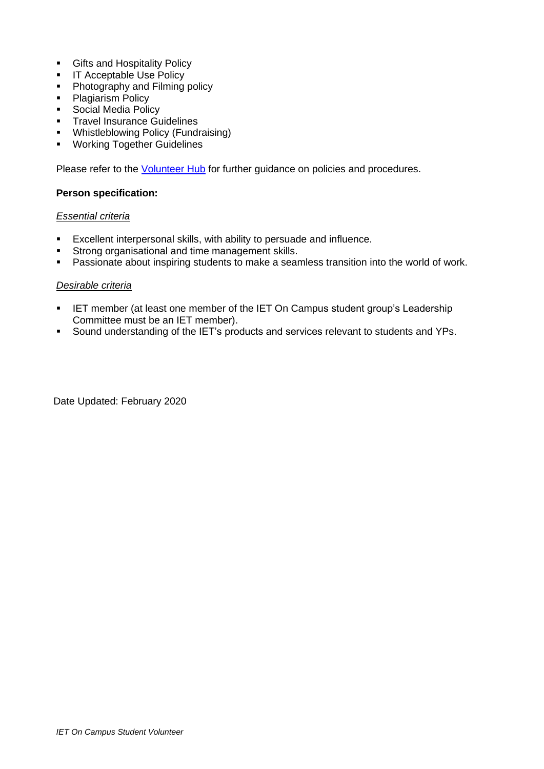- Gifts and Hospitality Policy
- IT Acceptable Use Policy
- Photography and Filming policy
- Plagiarism Policy
- Social Media Policy
- Travel Insurance Guidelines
- Whistleblowing Policy (Fundraising)
- Working Together Guidelines

Please refer to the [Volunteer Hub]() for further guidance on policies and procedures.

**Person specification:**

*Essential criteria*

- Excellent interpersonal skills, with ability to persuade and influence.
- Strong organisational and time management skills.
- Passionate about inspiring students to make a seamless transition into the world of work.

*Desirable criteria*

- IET member (at least one member of the IET On Campus student group's Leadership Committee must be an IET member).
- Sound understanding of the IET's products and services relevant to students and YPs.

Date Updated: February 2020